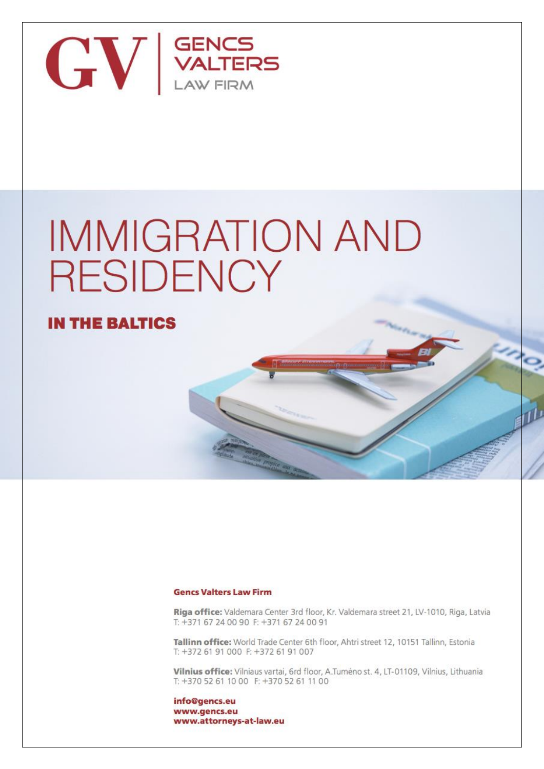GV | GENCS VALTERS LAW FIRM

# IMMIGRATION AND RESIDENCY

## IN THE BALTICS

**Gencs Valters Law Firm**

**Riga office:** Valdemara Center 3rd floor, Kr. Valdemara street 21, LV-1010, Riga, Latvia
T: +371 67 24 00 90 F: +371 67 24 00 91

**Tallinn office:** World Trade Center 6th floor, Ahtri street 12, 10151 Tallinn, Estonia
T: +372 61 91 000 F: +372 61 91 007

**Vilnius office:** Vilniaus vartai, 6rd floor, A.Tumėno st. 4, LT-01109, Vilnius, Lithuania
T: +370 52 61 10 00 F: +370 52 61 11 00

**info@gencs.eu**
**www.gencs.eu**
**www.attorneys-at-law.eu**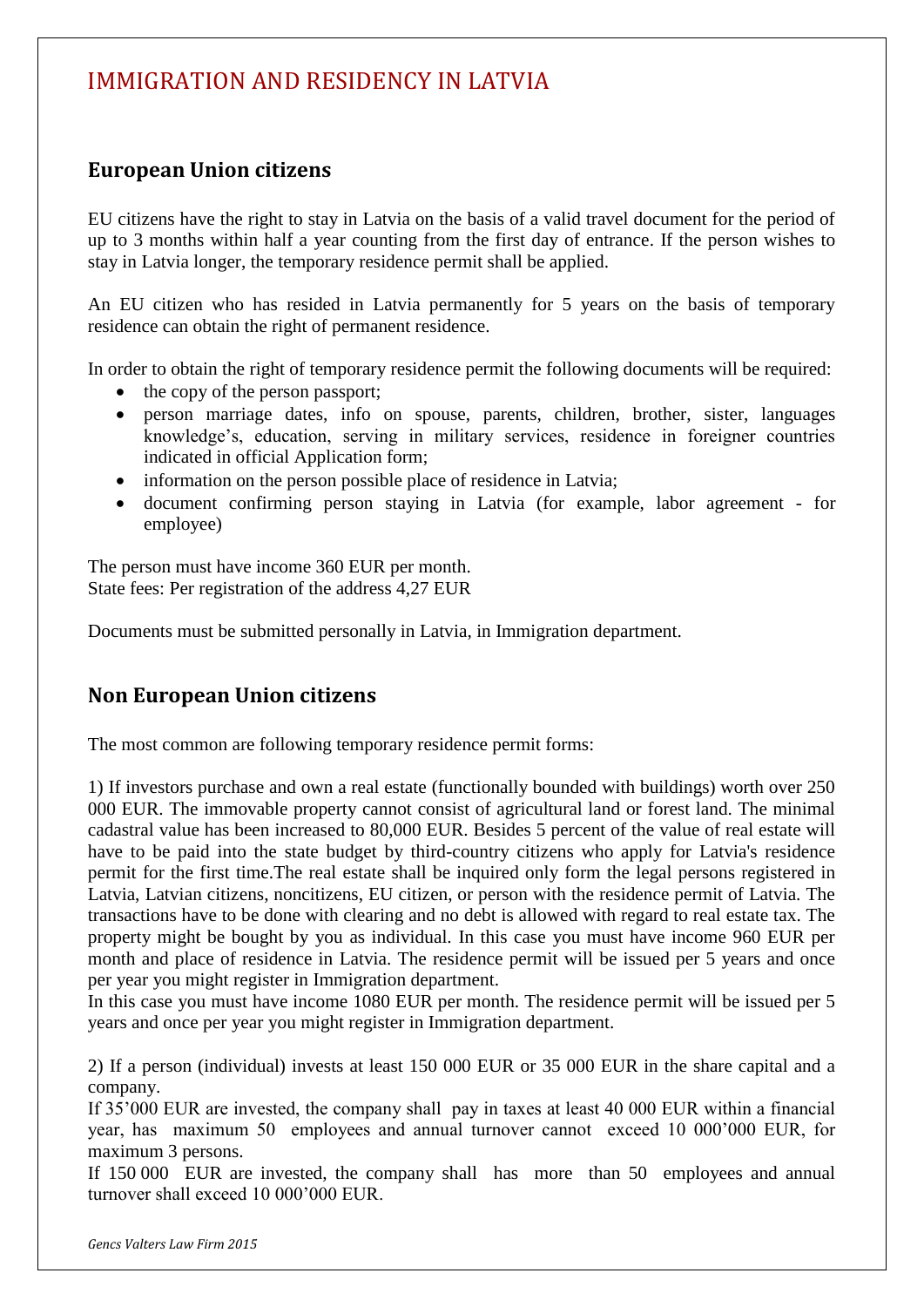# IMMIGRATION AND RESIDENCY IN LATVIA

## European Union citizens

EU citizens have the right to stay in Latvia on the basis of a valid travel document for the period of up to 3 months within half a year counting from the first day of entrance. If the person wishes to stay in Latvia longer, the temporary residence permit shall be applied.

An EU citizen who has resided in Latvia permanently for 5 years on the basis of temporary residence can obtain the right of permanent residence.

In order to obtain the right of temporary residence permit the following documents will be required:

- the copy of the person passport;
- person marriage dates, info on spouse, parents, children, brother, sister, languages knowledge's, education, serving in military services, residence in foreigner countries indicated in official Application form;
- information on the person possible place of residence in Latvia;
- document confirming person staying in Latvia (for example, labor agreement - for employee)

The person must have income 360 EUR per month.
State fees: Per registration of the address 4,27 EUR

Documents must be submitted personally in Latvia, in Immigration department.

## Non European Union citizens

The most common are following temporary residence permit forms:

1) If investors purchase and own a real estate (functionally bounded with buildings) worth over 250 000 EUR. The immovable property cannot consist of agricultural land or forest land. The minimal cadastral value has been increased to 80,000 EUR. Besides 5 percent of the value of real estate will have to be paid into the state budget by third-country citizens who apply for Latvia's residence permit for the first time.The real estate shall be inquired only form the legal persons registered in Latvia, Latvian citizens, noncitizens, EU citizen, or person with the residence permit of Latvia. The transactions have to be done with clearing and no debt is allowed with regard to real estate tax. The property might be bought by you as individual. In this case you must have income 960 EUR per month and place of residence in Latvia. The residence permit will be issued per 5 years and once per year you might register in Immigration department.
In this case you must have income 1080 EUR per month. The residence permit will be issued per 5 years and once per year you might register in Immigration department.

2) If a person (individual) invests at least 150 000 EUR or 35 000 EUR in the share capital and a company.
If 35'000 EUR are invested, the company shall pay in taxes at least 40 000 EUR within a financial year, has maximum 50 employees and annual turnover cannot exceed 10 000'000 EUR, for maximum 3 persons.
If 150 000 EUR are invested, the company shall has more than 50 employees and annual turnover shall exceed 10 000'000 EUR.

*Gencs Valters Law Firm 2015*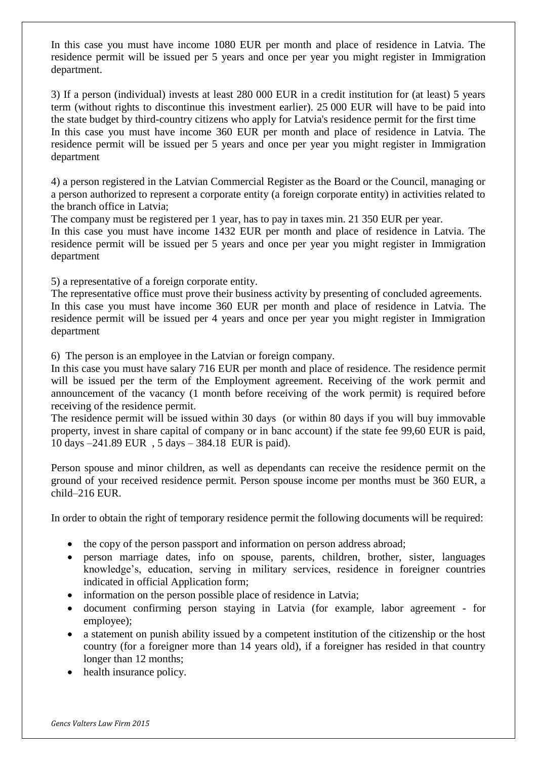In this case you must have income 1080 EUR per month and place of residence in Latvia. The residence permit will be issued per 5 years and once per year you might register in Immigration department.

3) If a person (individual) invests at least 280 000 EUR in a credit institution for (at least) 5 years term (without rights to discontinue this investment earlier). 25 000 EUR will have to be paid into the state budget by third-country citizens who apply for Latvia's residence permit for the first time
In this case you must have income 360 EUR per month and place of residence in Latvia. The residence permit will be issued per 5 years and once per year you might register in Immigration department

4) a person registered in the Latvian Commercial Register as the Board or the Council, managing or a person authorized to represent a corporate entity (a foreign corporate entity) in activities related to the branch office in Latvia;
The company must be registered per 1 year, has to pay in taxes min. 21 350 EUR per year.
In this case you must have income 1432 EUR per month and place of residence in Latvia. The residence permit will be issued per 5 years and once per year you might register in Immigration department

5) a representative of a foreign corporate entity.
The representative office must prove their business activity by presenting of concluded agreements.
In this case you must have income 360 EUR per month and place of residence in Latvia. The residence permit will be issued per 4 years and once per year you might register in Immigration department

6) The person is an employee in the Latvian or foreign company.
In this case you must have salary 716 EUR per month and place of residence. The residence permit will be issued per the term of the Employment agreement. Receiving of the work permit and announcement of the vacancy (1 month before receiving of the work permit) is required before receiving of the residence permit.
The residence permit will be issued within 30 days (or within 80 days if you will buy immovable property, invest in share capital of company or in banc account) if the state fee 99,60 EUR is paid, 10 days –241.89 EUR , 5 days – 384.18 EUR is paid).

Person spouse and minor children, as well as dependants can receive the residence permit on the ground of your received residence permit. Person spouse income per months must be 360 EUR, a child–216 EUR.

In order to obtain the right of temporary residence permit the following documents will be required:

- the copy of the person passport and information on person address abroad;
- person marriage dates, info on spouse, parents, children, brother, sister, languages knowledge's, education, serving in military services, residence in foreigner countries indicated in official Application form;
- information on the person possible place of residence in Latvia;
- document confirming person staying in Latvia (for example, labor agreement - for employee);
- a statement on punish ability issued by a competent institution of the citizenship or the host country (for a foreigner more than 14 years old), if a foreigner has resided in that country longer than 12 months;
- health insurance policy.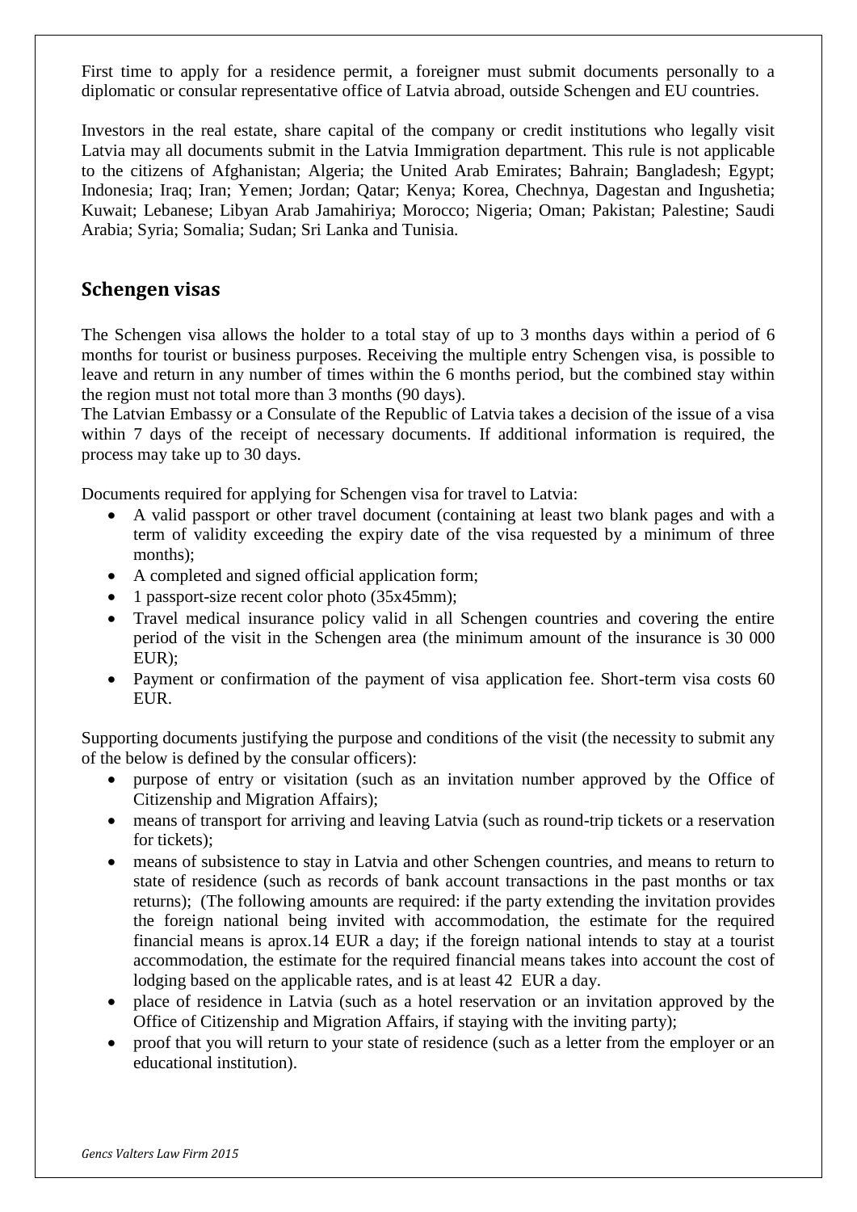First time to apply for a residence permit, a foreigner must submit documents personally to a diplomatic or consular representative office of Latvia abroad, outside Schengen and EU countries.

Investors in the real estate, share capital of the company or credit institutions who legally visit Latvia may all documents submit in the Latvia Immigration department. This rule is not applicable to the citizens of Afghanistan; Algeria; the United Arab Emirates; Bahrain; Bangladesh; Egypt; Indonesia; Iraq; Iran; Yemen; Jordan; Qatar; Kenya; Korea, Chechnya, Dagestan and Ingushetia; Kuwait; Lebanese; Libyan Arab Jamahiriya; Morocco; Nigeria; Oman; Pakistan; Palestine; Saudi Arabia; Syria; Somalia; Sudan; Sri Lanka and Tunisia.

## Schengen visas

The Schengen visa allows the holder to a total stay of up to 3 months days within a period of 6 months for tourist or business purposes. Receiving the multiple entry Schengen visa, is possible to leave and return in any number of times within the 6 months period, but the combined stay within the region must not total more than 3 months (90 days).
The Latvian Embassy or a Consulate of the Republic of Latvia takes a decision of the issue of a visa within 7 days of the receipt of necessary documents. If additional information is required, the process may take up to 30 days.

Documents required for applying for Schengen visa for travel to Latvia:

- A valid passport or other travel document (containing at least two blank pages and with a term of validity exceeding the expiry date of the visa requested by a minimum of three months);
- A completed and signed official application form;
- 1 passport-size recent color photo (35x45mm);
- Travel medical insurance policy valid in all Schengen countries and covering the entire period of the visit in the Schengen area (the minimum amount of the insurance is 30 000 EUR);
- Payment or confirmation of the payment of visa application fee. Short-term visa costs 60 EUR.

Supporting documents justifying the purpose and conditions of the visit (the necessity to submit any of the below is defined by the consular officers):

- purpose of entry or visitation (such as an invitation number approved by the Office of Citizenship and Migration Affairs);
- means of transport for arriving and leaving Latvia (such as round-trip tickets or a reservation for tickets);
- means of subsistence to stay in Latvia and other Schengen countries, and means to return to state of residence (such as records of bank account transactions in the past months or tax returns); (The following amounts are required: if the party extending the invitation provides the foreign national being invited with accommodation, the estimate for the required financial means is aprox.14 EUR a day; if the foreign national intends to stay at a tourist accommodation, the estimate for the required financial means takes into account the cost of lodging based on the applicable rates, and is at least 42 EUR a day.
- place of residence in Latvia (such as a hotel reservation or an invitation approved by the Office of Citizenship and Migration Affairs, if staying with the inviting party);
- proof that you will return to your state of residence (such as a letter from the employer or an educational institution).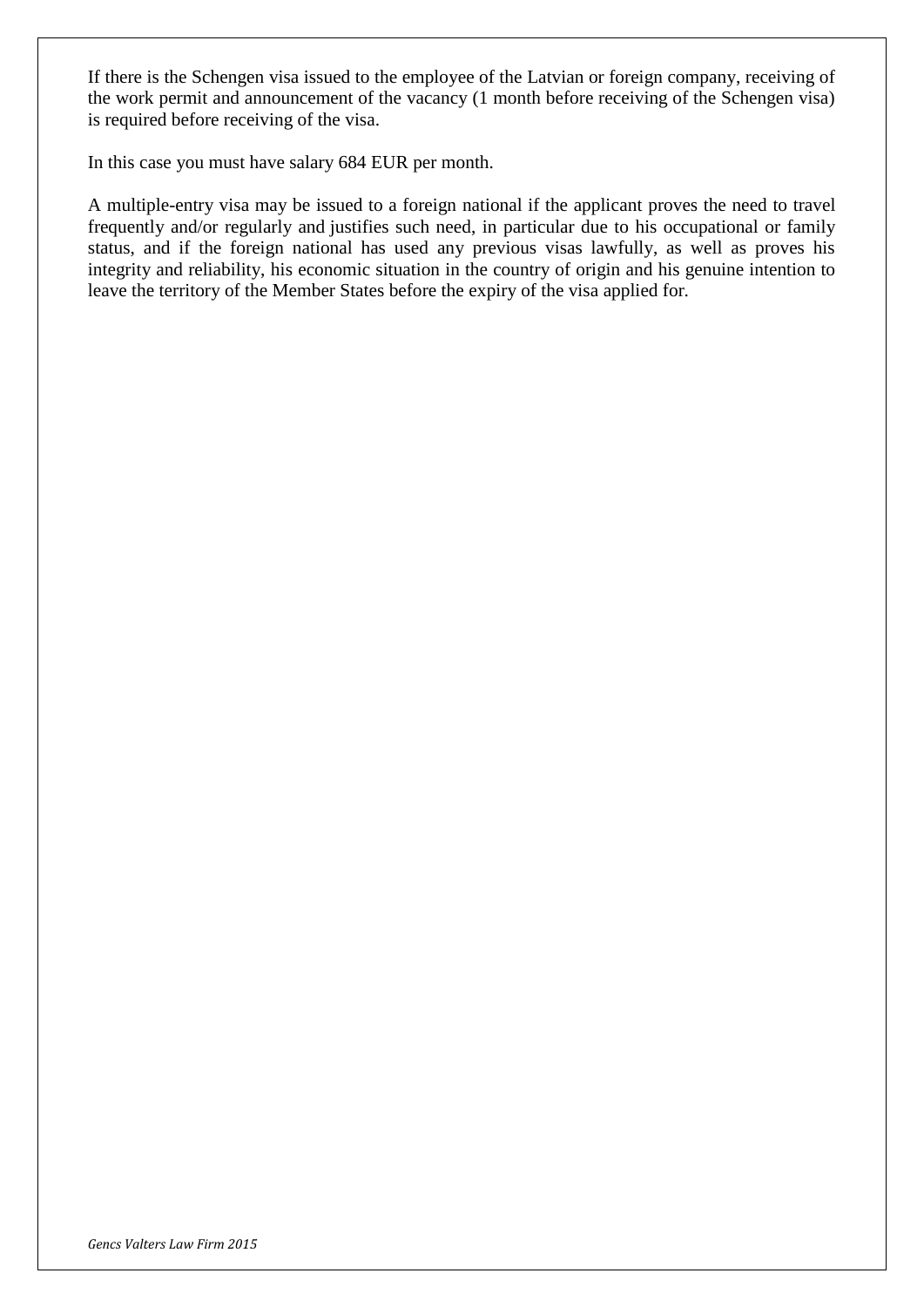If there is the Schengen visa issued to the employee of the Latvian or foreign company, receiving of the work permit and announcement of the vacancy (1 month before receiving of the Schengen visa) is required before receiving of the visa.

In this case you must have salary 684 EUR per month.

A multiple-entry visa may be issued to a foreign national if the applicant proves the need to travel frequently and/or regularly and justifies such need, in particular due to his occupational or family status, and if the foreign national has used any previous visas lawfully, as well as proves his integrity and reliability, his economic situation in the country of origin and his genuine intention to leave the territory of the Member States before the expiry of the visa applied for.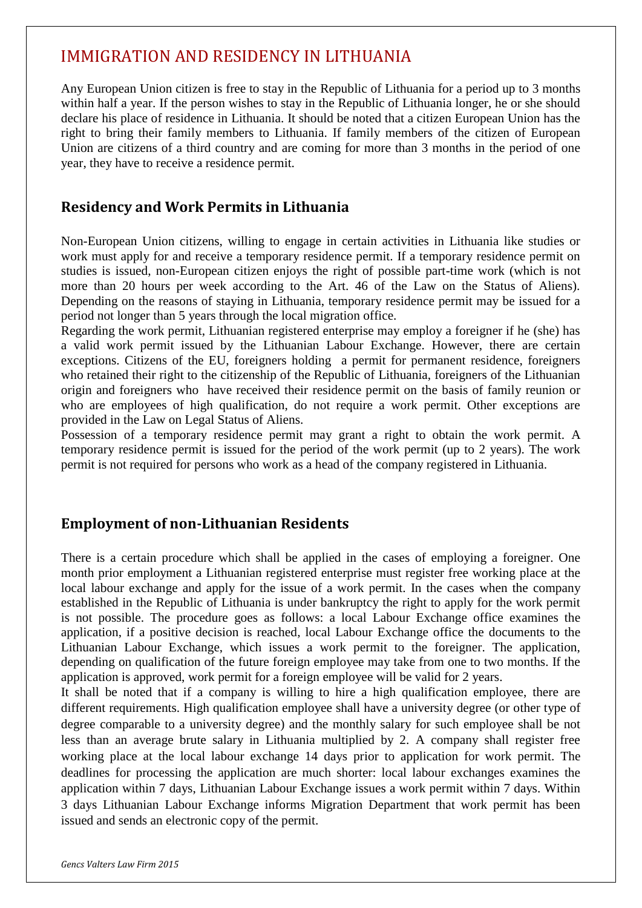# IMMIGRATION AND RESIDENCY IN LITHUANIA

Any European Union citizen is free to stay in the Republic of Lithuania for a period up to 3 months within half a year. If the person wishes to stay in the Republic of Lithuania longer, he or she should declare his place of residence in Lithuania. It should be noted that a citizen European Union has the right to bring their family members to Lithuania. If family members of the citizen of European Union are citizens of a third country and are coming for more than 3 months in the period of one year, they have to receive a residence permit.

## Residency and Work Permits in Lithuania

Non-European Union citizens, willing to engage in certain activities in Lithuania like studies or work must apply for and receive a temporary residence permit. If a temporary residence permit on studies is issued, non-European citizen enjoys the right of possible part-time work (which is not more than 20 hours per week according to the Art. 46 of the Law on the Status of Aliens). Depending on the reasons of staying in Lithuania, temporary residence permit may be issued for a period not longer than 5 years through the local migration office.

Regarding the work permit, Lithuanian registered enterprise may employ a foreigner if he (she) has a valid work permit issued by the Lithuanian Labour Exchange. However, there are certain exceptions. Citizens of the EU, foreigners holding a permit for permanent residence, foreigners who retained their right to the citizenship of the Republic of Lithuania, foreigners of the Lithuanian origin and foreigners who have received their residence permit on the basis of family reunion or who are employees of high qualification, do not require a work permit. Other exceptions are provided in the Law on Legal Status of Aliens.

Possession of a temporary residence permit may grant a right to obtain the work permit. A temporary residence permit is issued for the period of the work permit (up to 2 years). The work permit is not required for persons who work as a head of the company registered in Lithuania.

## Employment of non-Lithuanian Residents

There is a certain procedure which shall be applied in the cases of employing a foreigner. One month prior employment a Lithuanian registered enterprise must register free working place at the local labour exchange and apply for the issue of a work permit. In the cases when the company established in the Republic of Lithuania is under bankruptcy the right to apply for the work permit is not possible. The procedure goes as follows: a local Labour Exchange office examines the application, if a positive decision is reached, local Labour Exchange office the documents to the Lithuanian Labour Exchange, which issues a work permit to the foreigner. The application, depending on qualification of the future foreign employee may take from one to two months. If the application is approved, work permit for a foreign employee will be valid for 2 years.

It shall be noted that if a company is willing to hire a high qualification employee, there are different requirements. High qualification employee shall have a university degree (or other type of degree comparable to a university degree) and the monthly salary for such employee shall be not less than an average brute salary in Lithuania multiplied by 2. A company shall register free working place at the local labour exchange 14 days prior to application for work permit. The deadlines for processing the application are much shorter: local labour exchanges examines the application within 7 days, Lithuanian Labour Exchange issues a work permit within 7 days. Within 3 days Lithuanian Labour Exchange informs Migration Department that work permit has been issued and sends an electronic copy of the permit.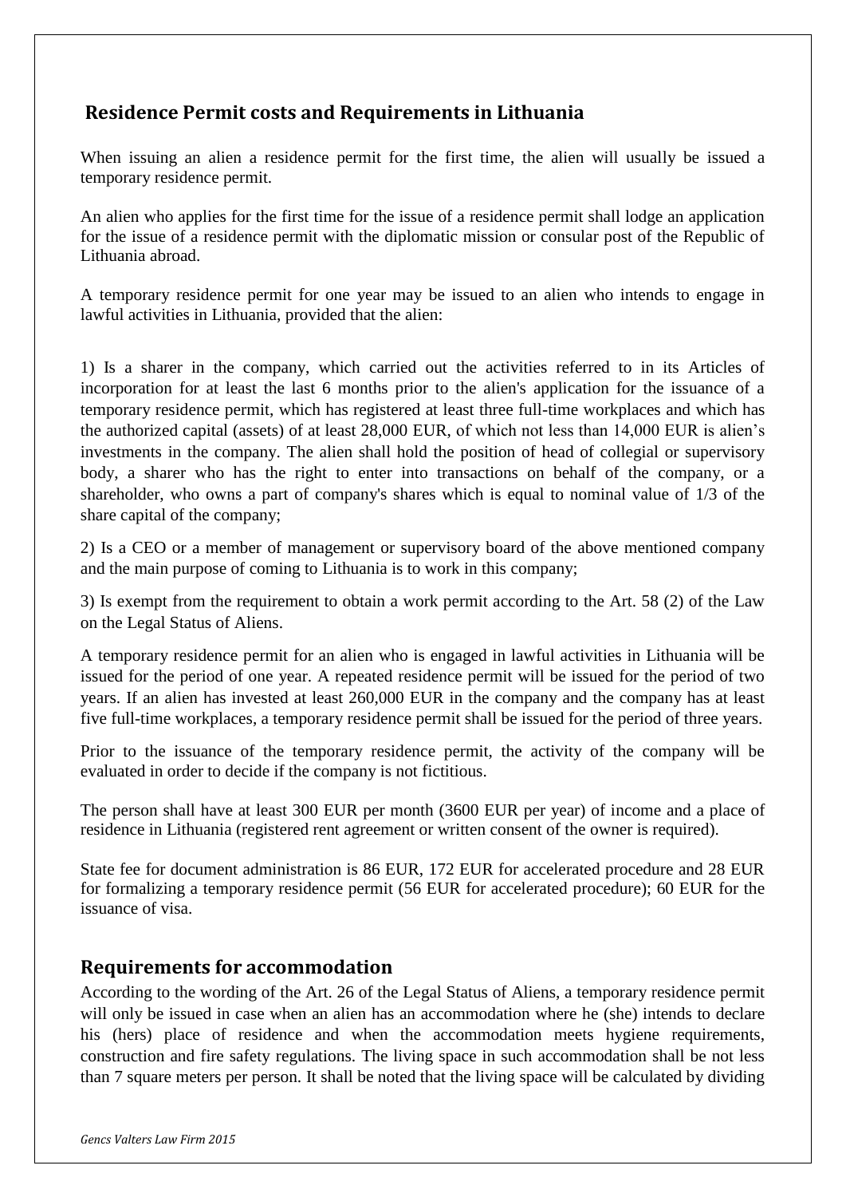## Residence Permit costs and Requirements in Lithuania

When issuing an alien a residence permit for the first time, the alien will usually be issued a temporary residence permit.

An alien who applies for the first time for the issue of a residence permit shall lodge an application for the issue of a residence permit with the diplomatic mission or consular post of the Republic of Lithuania abroad.

A temporary residence permit for one year may be issued to an alien who intends to engage in lawful activities in Lithuania, provided that the alien:

1) Is a sharer in the company, which carried out the activities referred to in its Articles of incorporation for at least the last 6 months prior to the alien's application for the issuance of a temporary residence permit, which has registered at least three full-time workplaces and which has the authorized capital (assets) of at least 28,000 EUR, of which not less than 14,000 EUR is alien's investments in the company. The alien shall hold the position of head of collegial or supervisory body, a sharer who has the right to enter into transactions on behalf of the company, or a shareholder, who owns a part of company's shares which is equal to nominal value of 1/3 of the share capital of the company;

2) Is a CEO or a member of management or supervisory board of the above mentioned company and the main purpose of coming to Lithuania is to work in this company;

3) Is exempt from the requirement to obtain a work permit according to the Art. 58 (2) of the Law on the Legal Status of Aliens.

A temporary residence permit for an alien who is engaged in lawful activities in Lithuania will be issued for the period of one year. A repeated residence permit will be issued for the period of two years. If an alien has invested at least 260,000 EUR in the company and the company has at least five full-time workplaces, a temporary residence permit shall be issued for the period of three years.

Prior to the issuance of the temporary residence permit, the activity of the company will be evaluated in order to decide if the company is not fictitious.

The person shall have at least 300 EUR per month (3600 EUR per year) of income and a place of residence in Lithuania (registered rent agreement or written consent of the owner is required).

State fee for document administration is 86 EUR, 172 EUR for accelerated procedure and 28 EUR for formalizing a temporary residence permit (56 EUR for accelerated procedure); 60 EUR for the issuance of visa.

## Requirements for accommodation

According to the wording of the Art. 26 of the Legal Status of Aliens, a temporary residence permit will only be issued in case when an alien has an accommodation where he (she) intends to declare his (hers) place of residence and when the accommodation meets hygiene requirements, construction and fire safety regulations. The living space in such accommodation shall be not less than 7 square meters per person. It shall be noted that the living space will be calculated by dividing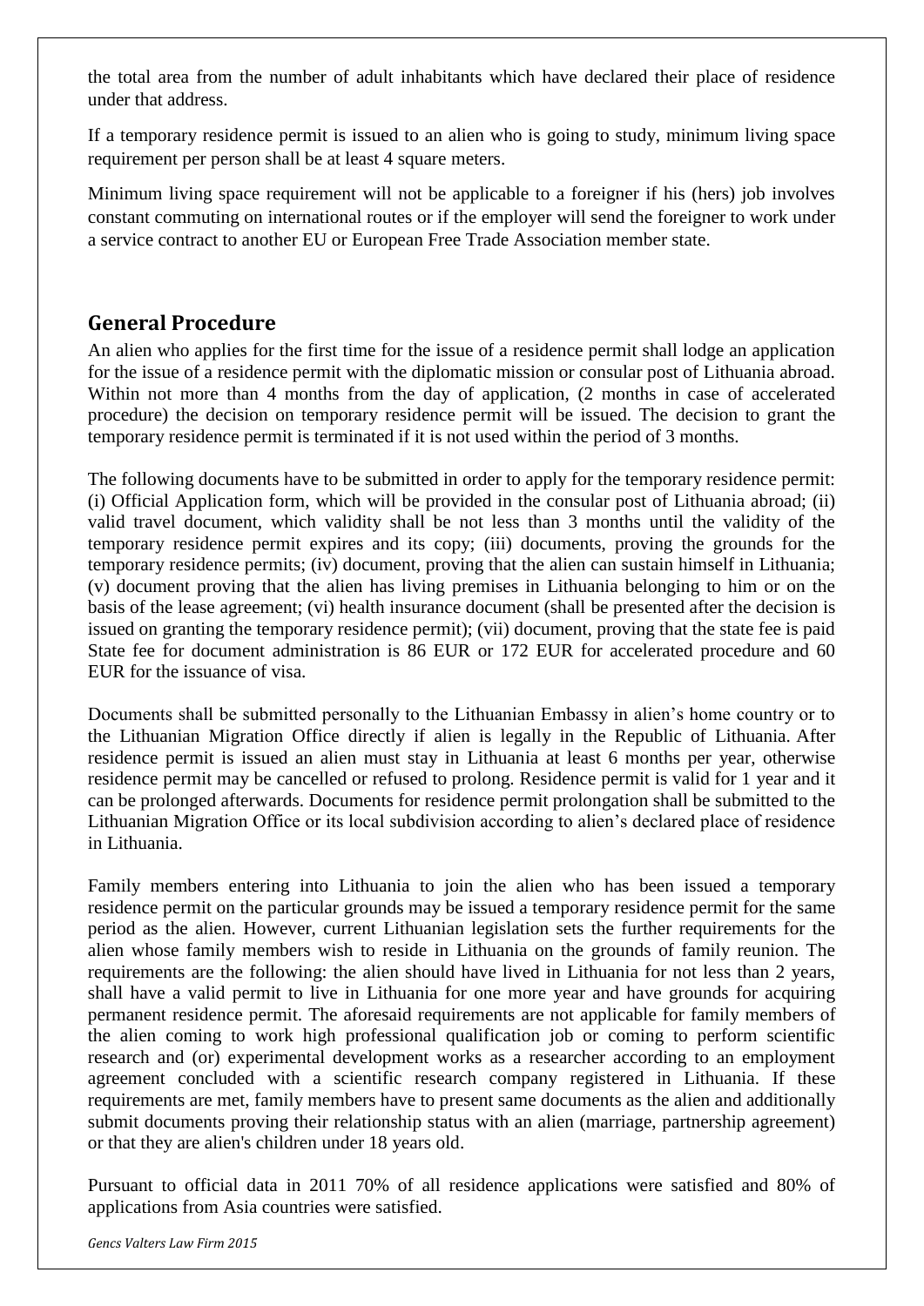the total area from the number of adult inhabitants which have declared their place of residence under that address.

If a temporary residence permit is issued to an alien who is going to study, minimum living space requirement per person shall be at least 4 square meters.

Minimum living space requirement will not be applicable to a foreigner if his (hers) job involves constant commuting on international routes or if the employer will send the foreigner to work under a service contract to another EU or European Free Trade Association member state.

## General Procedure

An alien who applies for the first time for the issue of a residence permit shall lodge an application for the issue of a residence permit with the diplomatic mission or consular post of Lithuania abroad. Within not more than 4 months from the day of application, (2 months in case of accelerated procedure) the decision on temporary residence permit will be issued. The decision to grant the temporary residence permit is terminated if it is not used within the period of 3 months.

The following documents have to be submitted in order to apply for the temporary residence permit: (i) Official Application form, which will be provided in the consular post of Lithuania abroad; (ii) valid travel document, which validity shall be not less than 3 months until the validity of the temporary residence permit expires and its copy; (iii) documents, proving the grounds for the temporary residence permits; (iv) document, proving that the alien can sustain himself in Lithuania; (v) document proving that the alien has living premises in Lithuania belonging to him or on the basis of the lease agreement; (vi) health insurance document (shall be presented after the decision is issued on granting the temporary residence permit); (vii) document, proving that the state fee is paid State fee for document administration is 86 EUR or 172 EUR for accelerated procedure and 60 EUR for the issuance of visa.

Documents shall be submitted personally to the Lithuanian Embassy in alien's home country or to the Lithuanian Migration Office directly if alien is legally in the Republic of Lithuania. After residence permit is issued an alien must stay in Lithuania at least 6 months per year, otherwise residence permit may be cancelled or refused to prolong. Residence permit is valid for 1 year and it can be prolonged afterwards. Documents for residence permit prolongation shall be submitted to the Lithuanian Migration Office or its local subdivision according to alien's declared place of residence in Lithuania.

Family members entering into Lithuania to join the alien who has been issued a temporary residence permit on the particular grounds may be issued a temporary residence permit for the same period as the alien. However, current Lithuanian legislation sets the further requirements for the alien whose family members wish to reside in Lithuania on the grounds of family reunion. The requirements are the following: the alien should have lived in Lithuania for not less than 2 years, shall have a valid permit to live in Lithuania for one more year and have grounds for acquiring permanent residence permit. The aforesaid requirements are not applicable for family members of the alien coming to work high professional qualification job or coming to perform scientific research and (or) experimental development works as a researcher according to an employment agreement concluded with a scientific research company registered in Lithuania. If these requirements are met, family members have to present same documents as the alien and additionally submit documents proving their relationship status with an alien (marriage, partnership agreement) or that they are alien's children under 18 years old.

Pursuant to official data in 2011 70% of all residence applications were satisfied and 80% of applications from Asia countries were satisfied.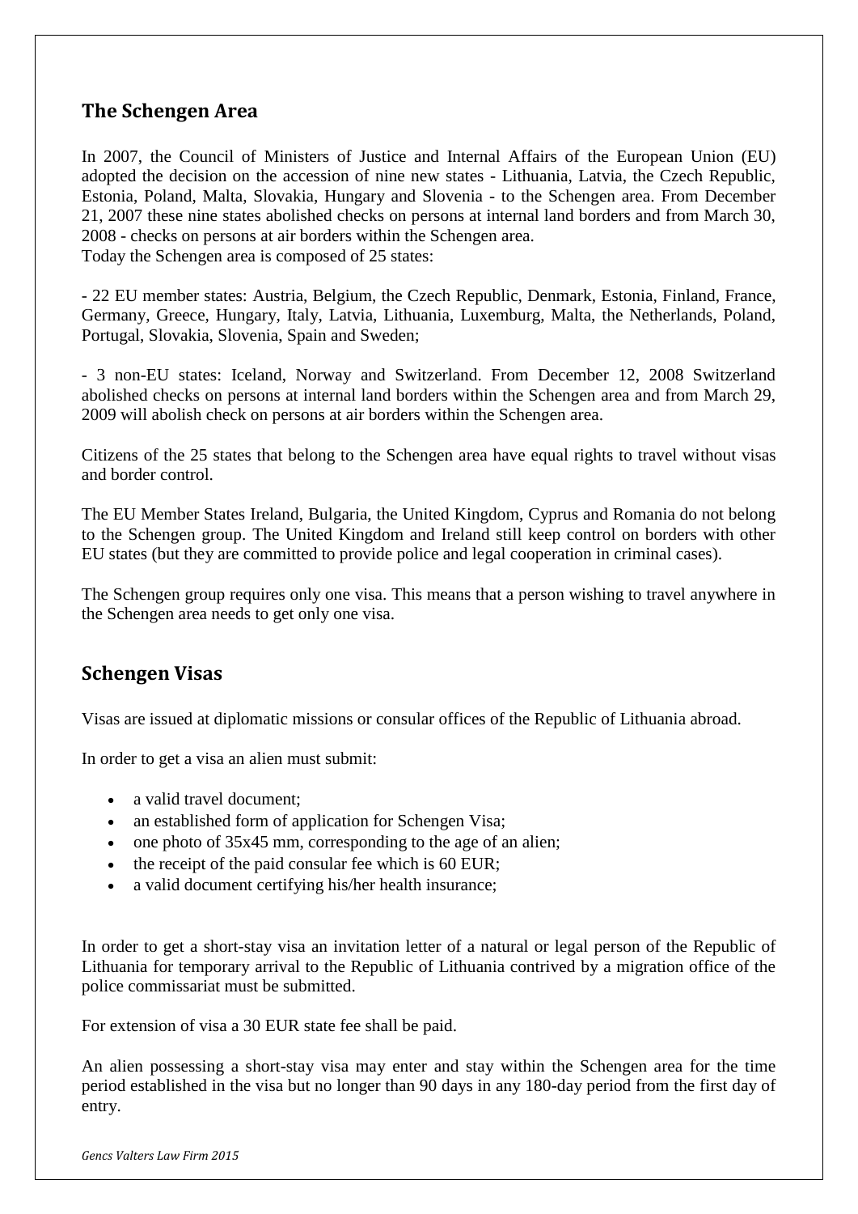## The Schengen Area

In 2007, the Council of Ministers of Justice and Internal Affairs of the European Union (EU) adopted the decision on the accession of nine new states - Lithuania, Latvia, the Czech Republic, Estonia, Poland, Malta, Slovakia, Hungary and Slovenia - to the Schengen area. From December 21, 2007 these nine states abolished checks on persons at internal land borders and from March 30, 2008 - checks on persons at air borders within the Schengen area.
Today the Schengen area is composed of 25 states:

- 22 EU member states: Austria, Belgium, the Czech Republic, Denmark, Estonia, Finland, France, Germany, Greece, Hungary, Italy, Latvia, Lithuania, Luxemburg, Malta, the Netherlands, Poland, Portugal, Slovakia, Slovenia, Spain and Sweden;

- 3 non-EU states: Iceland, Norway and Switzerland. From December 12, 2008 Switzerland abolished checks on persons at internal land borders within the Schengen area and from March 29, 2009 will abolish check on persons at air borders within the Schengen area.

Citizens of the 25 states that belong to the Schengen area have equal rights to travel without visas and border control.

The EU Member States Ireland, Bulgaria, the United Kingdom, Cyprus and Romania do not belong to the Schengen group. The United Kingdom and Ireland still keep control on borders with other EU states (but they are committed to provide police and legal cooperation in criminal cases).

The Schengen group requires only one visa. This means that a person wishing to travel anywhere in the Schengen area needs to get only one visa.

## Schengen Visas

Visas are issued at diplomatic missions or consular offices of the Republic of Lithuania abroad.

In order to get a visa an alien must submit:

- a valid travel document;
- an established form of application for Schengen Visa;
- one photo of 35x45 mm, corresponding to the age of an alien;
- the receipt of the paid consular fee which is 60 EUR;
- a valid document certifying his/her health insurance;

In order to get a short-stay visa an invitation letter of a natural or legal person of the Republic of Lithuania for temporary arrival to the Republic of Lithuania contrived by a migration office of the police commissariat must be submitted.

For extension of visa a 30 EUR state fee shall be paid.

An alien possessing a short-stay visa may enter and stay within the Schengen area for the time period established in the visa but no longer than 90 days in any 180-day period from the first day of entry.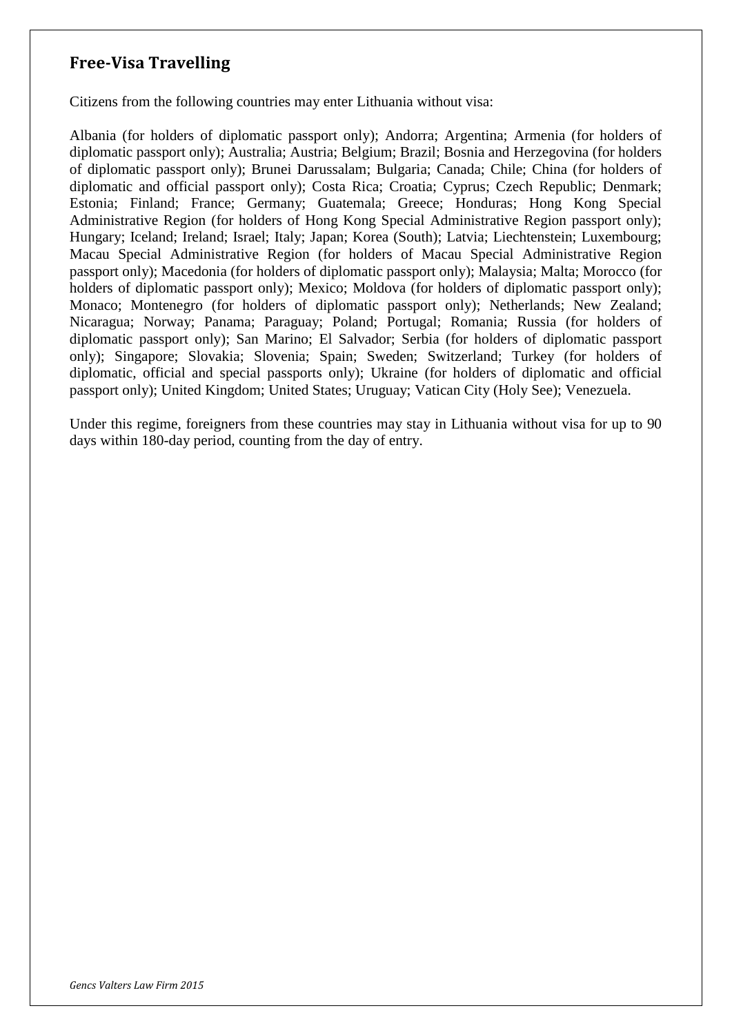## Free-Visa Travelling

Citizens from the following countries may enter Lithuania without visa:

Albania (for holders of diplomatic passport only); Andorra; Argentina; Armenia (for holders of diplomatic passport only); Australia; Austria; Belgium; Brazil; Bosnia and Herzegovina (for holders of diplomatic passport only); Brunei Darussalam; Bulgaria; Canada; Chile; China (for holders of diplomatic and official passport only); Costa Rica; Croatia; Cyprus; Czech Republic; Denmark; Estonia; Finland; France; Germany; Guatemala; Greece; Honduras; Hong Kong Special Administrative Region (for holders of Hong Kong Special Administrative Region passport only); Hungary; Iceland; Ireland; Israel; Italy; Japan; Korea (South); Latvia; Liechtenstein; Luxembourg; Macau Special Administrative Region (for holders of Macau Special Administrative Region passport only); Macedonia (for holders of diplomatic passport only); Malaysia; Malta; Morocco (for holders of diplomatic passport only); Mexico; Moldova (for holders of diplomatic passport only); Monaco; Montenegro (for holders of diplomatic passport only); Netherlands; New Zealand; Nicaragua; Norway; Panama; Paraguay; Poland; Portugal; Romania; Russia (for holders of diplomatic passport only); San Marino; El Salvador; Serbia (for holders of diplomatic passport only); Singapore; Slovakia; Slovenia; Spain; Sweden; Switzerland; Turkey (for holders of diplomatic, official and special passports only); Ukraine (for holders of diplomatic and official passport only); United Kingdom; United States; Uruguay; Vatican City (Holy See); Venezuela.

Under this regime, foreigners from these countries may stay in Lithuania without visa for up to 90 days within 180-day period, counting from the day of entry.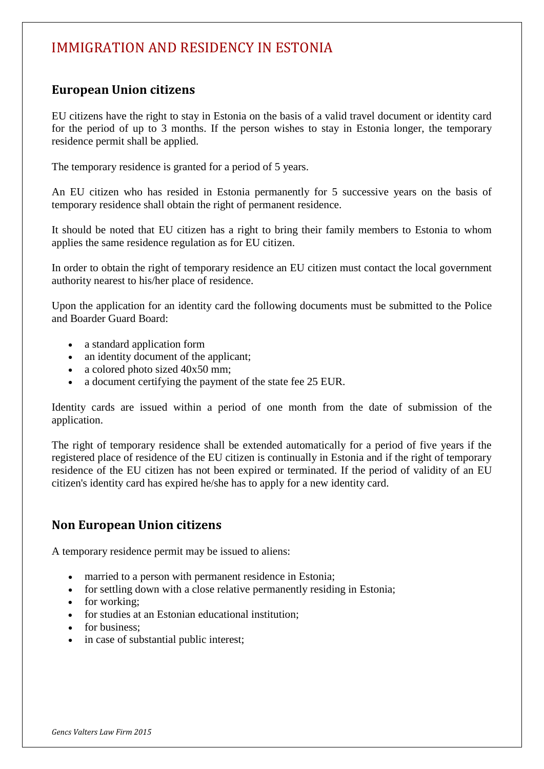# IMMIGRATION AND RESIDENCY IN ESTONIA

## European Union citizens

EU citizens have the right to stay in Estonia on the basis of a valid travel document or identity card for the period of up to 3 months. If the person wishes to stay in Estonia longer, the temporary residence permit shall be applied.

The temporary residence is granted for a period of 5 years.

An EU citizen who has resided in Estonia permanently for 5 successive years on the basis of temporary residence shall obtain the right of permanent residence.

It should be noted that EU citizen has a right to bring their family members to Estonia to whom applies the same residence regulation as for EU citizen.

In order to obtain the right of temporary residence an EU citizen must contact the local government authority nearest to his/her place of residence.

Upon the application for an identity card the following documents must be submitted to the Police and Boarder Guard Board:

- a standard application form
- an identity document of the applicant;
- a colored photo sized 40x50 mm;
- a document certifying the payment of the state fee 25 EUR.

Identity cards are issued within a period of one month from the date of submission of the application.

The right of temporary residence shall be extended automatically for a period of five years if the registered place of residence of the EU citizen is continually in Estonia and if the right of temporary residence of the EU citizen has not been expired or terminated. If the period of validity of an EU citizen's identity card has expired he/she has to apply for a new identity card.

## Non European Union citizens

A temporary residence permit may be issued to aliens:

- married to a person with permanent residence in Estonia;
- for settling down with a close relative permanently residing in Estonia;
- for working;
- for studies at an Estonian educational institution;
- for business;
- in case of substantial public interest;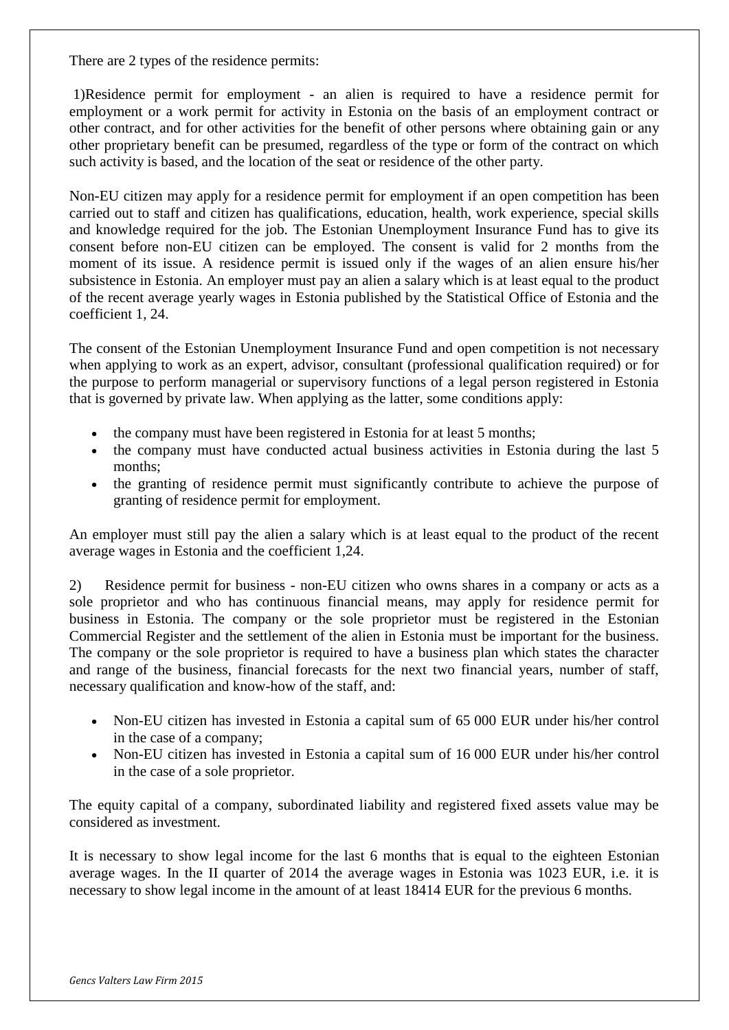There are 2 types of the residence permits:

1)Residence permit for employment - an alien is required to have a residence permit for employment or a work permit for activity in Estonia on the basis of an employment contract or other contract, and for other activities for the benefit of other persons where obtaining gain or any other proprietary benefit can be presumed, regardless of the type or form of the contract on which such activity is based, and the location of the seat or residence of the other party.

Non-EU citizen may apply for a residence permit for employment if an open competition has been carried out to staff and citizen has qualifications, education, health, work experience, special skills and knowledge required for the job. The Estonian Unemployment Insurance Fund has to give its consent before non-EU citizen can be employed. The consent is valid for 2 months from the moment of its issue. A residence permit is issued only if the wages of an alien ensure his/her subsistence in Estonia. An employer must pay an alien a salary which is at least equal to the product of the recent average yearly wages in Estonia published by the Statistical Office of Estonia and the coefficient 1, 24.

The consent of the Estonian Unemployment Insurance Fund and open competition is not necessary when applying to work as an expert, advisor, consultant (professional qualification required) or for the purpose to perform managerial or supervisory functions of a legal person registered in Estonia that is governed by private law. When applying as the latter, some conditions apply:

- the company must have been registered in Estonia for at least 5 months;
- the company must have conducted actual business activities in Estonia during the last 5 months;
- the granting of residence permit must significantly contribute to achieve the purpose of granting of residence permit for employment.

An employer must still pay the alien a salary which is at least equal to the product of the recent average wages in Estonia and the coefficient 1,24.

2) Residence permit for business - non-EU citizen who owns shares in a company or acts as a sole proprietor and who has continuous financial means, may apply for residence permit for business in Estonia. The company or the sole proprietor must be registered in the Estonian Commercial Register and the settlement of the alien in Estonia must be important for the business. The company or the sole proprietor is required to have a business plan which states the character and range of the business, financial forecasts for the next two financial years, number of staff, necessary qualification and know-how of the staff, and:

- Non-EU citizen has invested in Estonia a capital sum of 65 000 EUR under his/her control in the case of a company;
- Non-EU citizen has invested in Estonia a capital sum of 16 000 EUR under his/her control in the case of a sole proprietor.

The equity capital of a company, subordinated liability and registered fixed assets value may be considered as investment.

It is necessary to show legal income for the last 6 months that is equal to the eighteen Estonian average wages. In the II quarter of 2014 the average wages in Estonia was 1023 EUR, i.e. it is necessary to show legal income in the amount of at least 18414 EUR for the previous 6 months.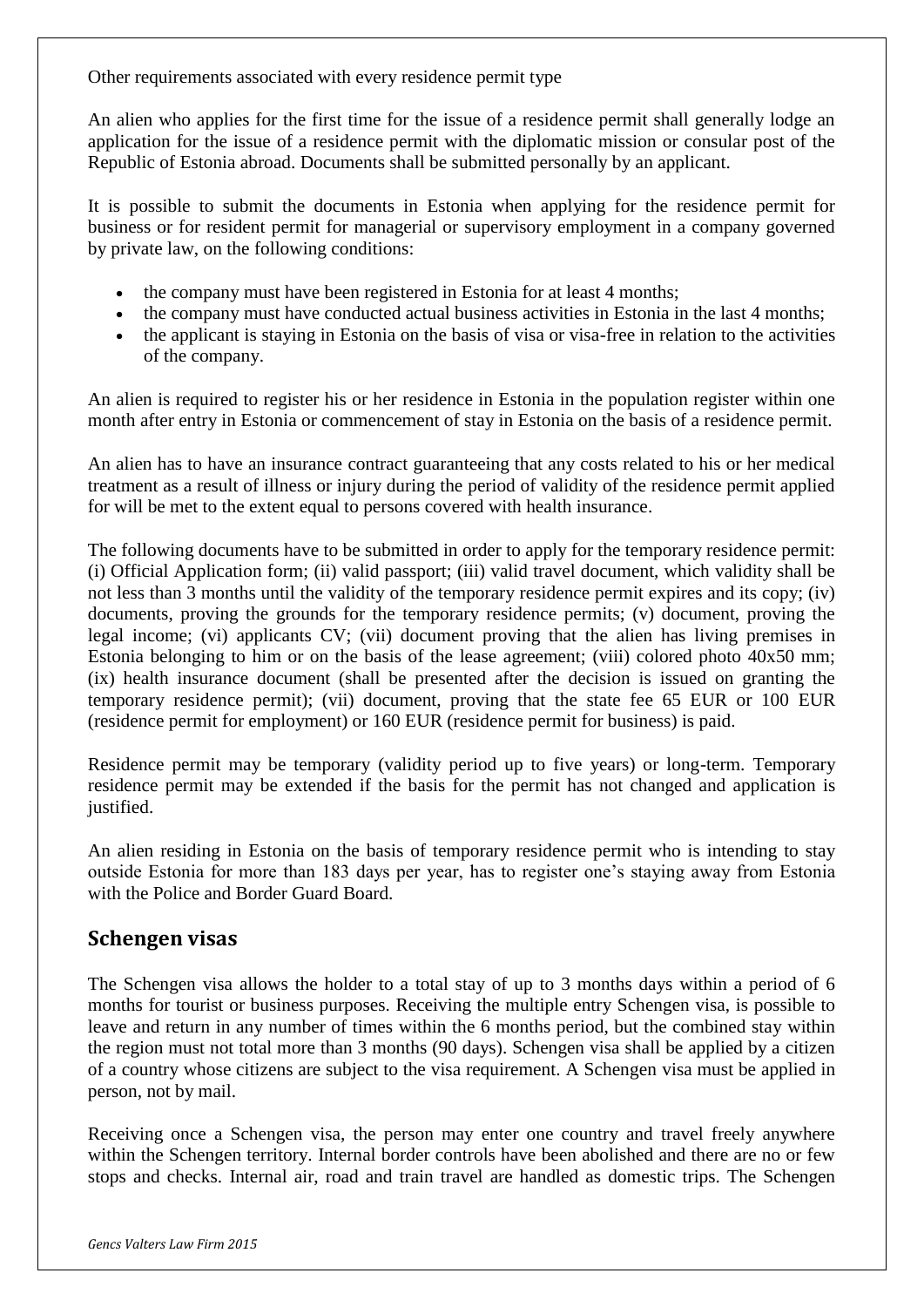Other requirements associated with every residence permit type

An alien who applies for the first time for the issue of a residence permit shall generally lodge an application for the issue of a residence permit with the diplomatic mission or consular post of the Republic of Estonia abroad. Documents shall be submitted personally by an applicant.

It is possible to submit the documents in Estonia when applying for the residence permit for business or for resident permit for managerial or supervisory employment in a company governed by private law, on the following conditions:

- the company must have been registered in Estonia for at least 4 months;
- the company must have conducted actual business activities in Estonia in the last 4 months;
- the applicant is staying in Estonia on the basis of visa or visa-free in relation to the activities of the company.

An alien is required to register his or her residence in Estonia in the population register within one month after entry in Estonia or commencement of stay in Estonia on the basis of a residence permit.

An alien has to have an insurance contract guaranteeing that any costs related to his or her medical treatment as a result of illness or injury during the period of validity of the residence permit applied for will be met to the extent equal to persons covered with health insurance.

The following documents have to be submitted in order to apply for the temporary residence permit: (i) Official Application form; (ii) valid passport; (iii) valid travel document, which validity shall be not less than 3 months until the validity of the temporary residence permit expires and its copy; (iv) documents, proving the grounds for the temporary residence permits; (v) document, proving the legal income; (vi) applicants CV; (vii) document proving that the alien has living premises in Estonia belonging to him or on the basis of the lease agreement; (viii) colored photo 40x50 mm; (ix) health insurance document (shall be presented after the decision is issued on granting the temporary residence permit); (vii) document, proving that the state fee 65 EUR or 100 EUR (residence permit for employment) or 160 EUR (residence permit for business) is paid.

Residence permit may be temporary (validity period up to five years) or long-term. Temporary residence permit may be extended if the basis for the permit has not changed and application is justified.

An alien residing in Estonia on the basis of temporary residence permit who is intending to stay outside Estonia for more than 183 days per year, has to register one's staying away from Estonia with the Police and Border Guard Board.

## Schengen visas

The Schengen visa allows the holder to a total stay of up to 3 months days within a period of 6 months for tourist or business purposes. Receiving the multiple entry Schengen visa, is possible to leave and return in any number of times within the 6 months period, but the combined stay within the region must not total more than 3 months (90 days). Schengen visa shall be applied by a citizen of a country whose citizens are subject to the visa requirement. A Schengen visa must be applied in person, not by mail.

Receiving once a Schengen visa, the person may enter one country and travel freely anywhere within the Schengen territory. Internal border controls have been abolished and there are no or few stops and checks. Internal air, road and train travel are handled as domestic trips. The Schengen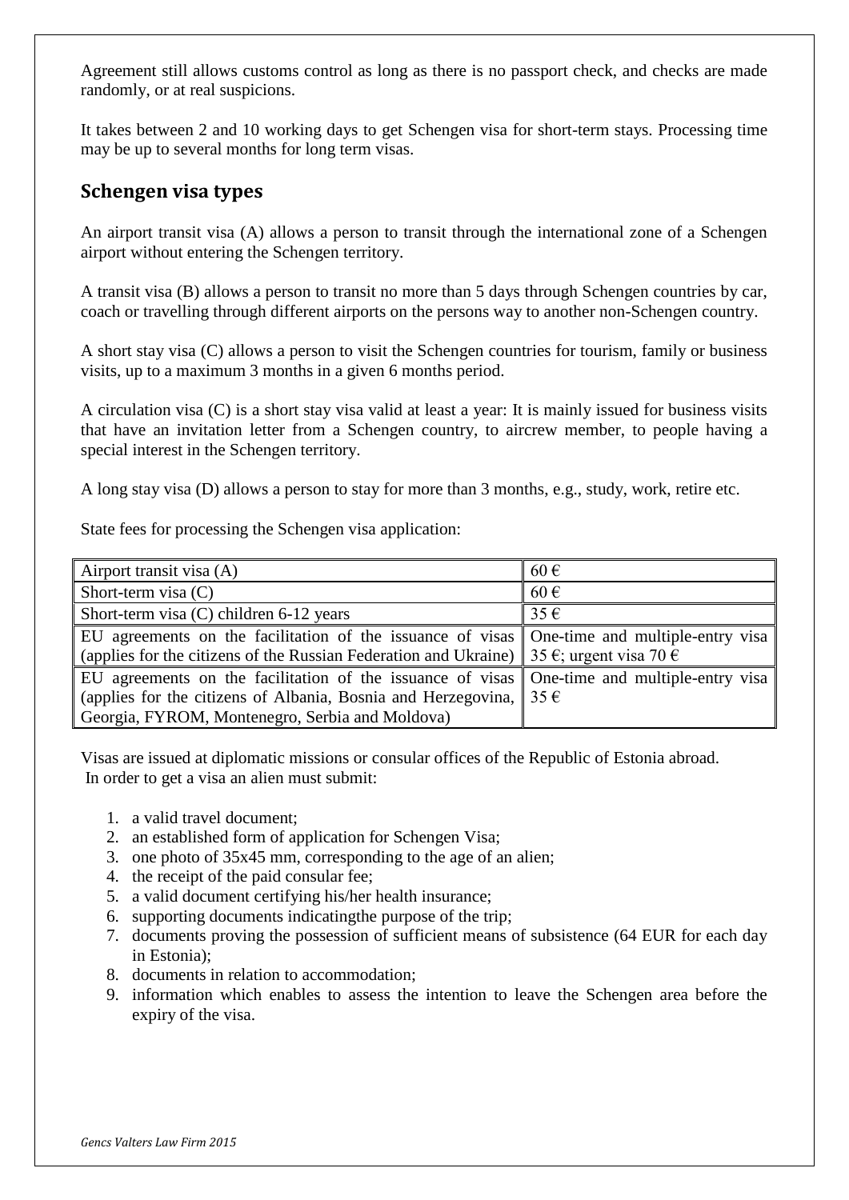Agreement still allows customs control as long as there is no passport check, and checks are made randomly, or at real suspicions.

It takes between 2 and 10 working days to get Schengen visa for short-term stays. Processing time may be up to several months for long term visas.

## Schengen visa types

An airport transit visa (A) allows a person to transit through the international zone of a Schengen airport without entering the Schengen territory.

A transit visa (B) allows a person to transit no more than 5 days through Schengen countries by car, coach or travelling through different airports on the persons way to another non-Schengen country.

A short stay visa (C) allows a person to visit the Schengen countries for tourism, family or business visits, up to a maximum 3 months in a given 6 months period.

A circulation visa (C) is a short stay visa valid at least a year: It is mainly issued for business visits that have an invitation letter from a Schengen country, to aircrew member, to people having a special interest in the Schengen territory.

A long stay visa (D) allows a person to stay for more than 3 months, e.g., study, work, retire etc.

State fees for processing the Schengen visa application:

| Airport transit visa (A) | 60 € |
|---|---|
| Short-term visa (C) | 60 € |
| Short-term visa (C) children 6-12 years | 35 € |
| EU agreements on the facilitation of the issuance of visas (applies for the citizens of the Russian Federation and Ukraine) | One-time and multiple-entry visa 35 €; urgent visa 70 € |
| EU agreements on the facilitation of the issuance of visas (applies for the citizens of Albania, Bosnia and Herzegovina, Georgia, FYROM, Montenegro, Serbia and Moldova) | One-time and multiple-entry visa 35 € |

Visas are issued at diplomatic missions or consular offices of the Republic of Estonia abroad.
In order to get a visa an alien must submit:

1. a valid travel document;
2. an established form of application for Schengen Visa;
3. one photo of 35x45 mm, corresponding to the age of an alien;
4. the receipt of the paid consular fee;
5. a valid document certifying his/her health insurance;
6. supporting documents indicatingthe purpose of the trip;
7. documents proving the possession of sufficient means of subsistence (64 EUR for each day in Estonia);
8. documents in relation to accommodation;
9. information which enables to assess the intention to leave the Schengen area before the expiry of the visa.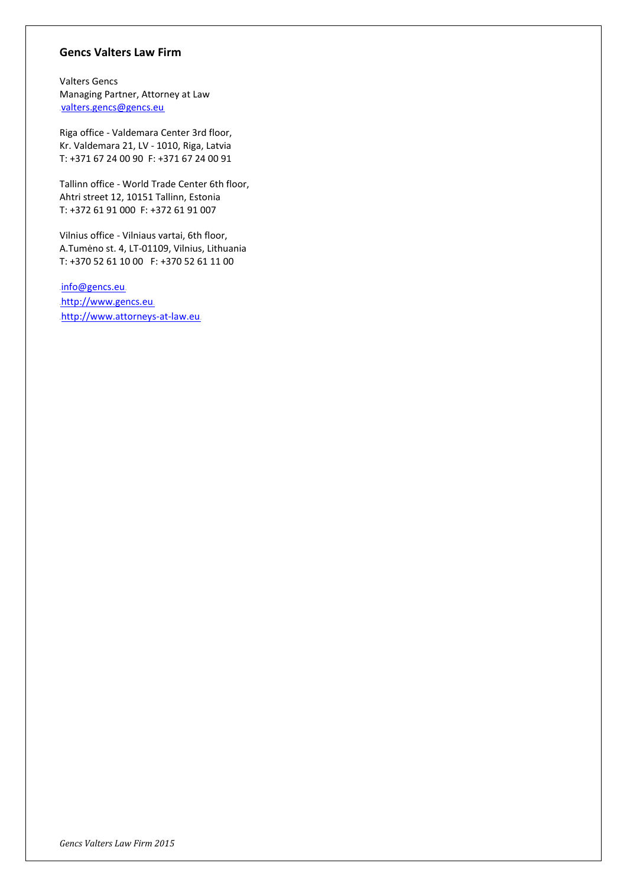**Gencs Valters Law Firm**

Valters Gencs
Managing Partner, Attorney at Law
valters.gencs@gencs.eu

Riga office - Valdemara Center 3rd floor,
Kr. Valdemara 21, LV - 1010, Riga, Latvia
T: +371 67 24 00 90 F: +371 67 24 00 91

Tallinn office - World Trade Center 6th floor,
Ahtri street 12, 10151 Tallinn, Estonia
T: +372 61 91 000 F: +372 61 91 007

Vilnius office - Vilniaus vartai, 6th floor,
A.Tumėno st. 4, LT-01109, Vilnius, Lithuania
T: +370 52 61 10 00 F: +370 52 61 11 00

info@gencs.eu
http://www.gencs.eu
http://www.attorneys-at-law.eu